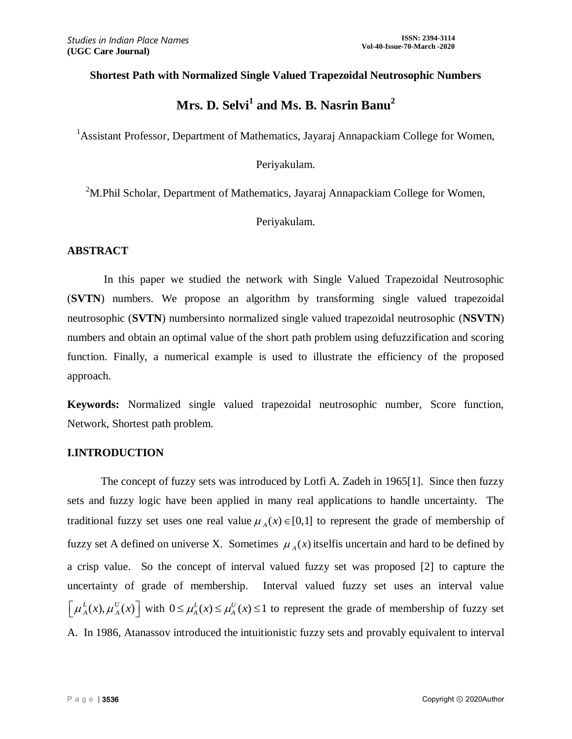**Shortest Path with Normalized Single Valued Trapezoidal Neutrosophic Numbers**

# Mrs. D. Selvi[1] and Ms. B. Nasrin Banu[2]

[1]Assistant Professor, Department of Mathematics, Jayaraj Annapackiam College for Women, Periyakulam.

[2]M.Phil Scholar, Department of Mathematics, Jayaraj Annapackiam College for Women, Periyakulam.

## ABSTRACT

In this paper we studied the network with Single Valued Trapezoidal Neutrosophic (**SVTN**) numbers. We propose an algorithm by transforming single valued trapezoidal neutrosophic (**SVTN**) numbersinto normalized single valued trapezoidal neutrosophic (**NSVTN**) numbers and obtain an optimal value of the short path problem using defuzzification and scoring function. Finally, a numerical example is used to illustrate the efficiency of the proposed approach.

**Keywords:** Normalized single valued trapezoidal neutrosophic number, Score function, Network, Shortest path problem.

## I.INTRODUCTION

The concept of fuzzy sets was introduced by Lotfi A. Zadeh in 1965[1]. Since then fuzzy sets and fuzzy logic have been applied in many real applications to handle uncertainty. The traditional fuzzy set uses one real value $\mu_A(x) \in [0,1]$ to represent the grade of membership of fuzzy set A defined on universe X. Sometimes $\mu_A(x)$ itselfis uncertain and hard to be defined by a crisp value. So the concept of interval valued fuzzy set was proposed [2] to capture the uncertainty of grade of membership. Interval valued fuzzy set uses an interval value $\left[\mu_A^L(x), \mu_A^U(x)\right]$ with $0 \le \mu_A^L(x) \le \mu_A^U(x) \le 1$ to represent the grade of membership of fuzzy set A. In 1986, Atanassov introduced the intuitionistic fuzzy sets and provably equivalent to interval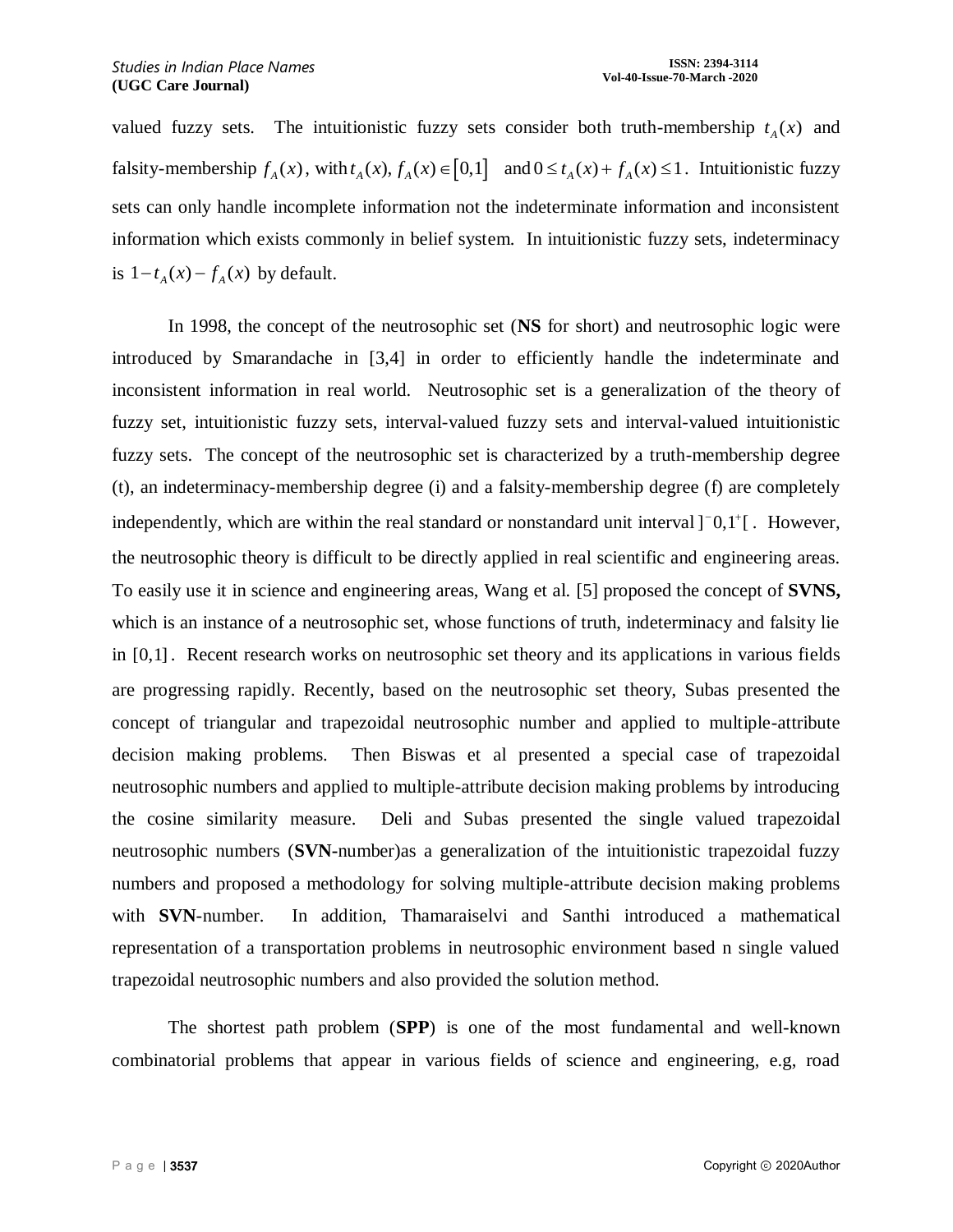valued fuzzy sets. The intuitionistic fuzzy sets consider both truth-membership $t_A(x)$ and falsity-membership $f_A(x)$, with $t_A(x), f_A(x) \in [0,1]$ and $0 \le t_A(x) + f_A(x) \le 1$. Intuitionistic fuzzy sets can only handle incomplete information not the indeterminate information and inconsistent information which exists commonly in belief system. In intuitionistic fuzzy sets, indeterminacy is $1 - t_A(x) - f_A(x)$ by default.

In 1998, the concept of the neutrosophic set (**NS** for short) and neutrosophic logic were introduced by Smarandache in [3,4] in order to efficiently handle the indeterminate and inconsistent information in real world. Neutrosophic set is a generalization of the theory of fuzzy set, intuitionistic fuzzy sets, interval-valued fuzzy sets and interval-valued intuitionistic fuzzy sets. The concept of the neutrosophic set is characterized by a truth-membership degree (t), an indeterminacy-membership degree (i) and a falsity-membership degree (f) are completely independently, which are within the real standard or nonstandard unit interval $]^-0,1^+[$. However, the neutrosophic theory is difficult to be directly applied in real scientific and engineering areas. To easily use it in science and engineering areas, Wang et al. [5] proposed the concept of **SVNS,** which is an instance of a neutrosophic set, whose functions of truth, indeterminacy and falsity lie in $[0,1]$. Recent research works on neutrosophic set theory and its applications in various fields are progressing rapidly. Recently, based on the neutrosophic set theory, Subas presented the concept of triangular and trapezoidal neutrosophic number and applied to multiple-attribute decision making problems. Then Biswas et al presented a special case of trapezoidal neutrosophic numbers and applied to multiple-attribute decision making problems by introducing the cosine similarity measure. Deli and Subas presented the single valued trapezoidal neutrosophic numbers (**SVN**-number)as a generalization of the intuitionistic trapezoidal fuzzy numbers and proposed a methodology for solving multiple-attribute decision making problems with **SVN**-number. In addition, Thamaraiselvi and Santhi introduced a mathematical representation of a transportation problems in neutrosophic environment based n single valued trapezoidal neutrosophic numbers and also provided the solution method.

The shortest path problem (**SPP**) is one of the most fundamental and well-known combinatorial problems that appear in various fields of science and engineering, e.g, road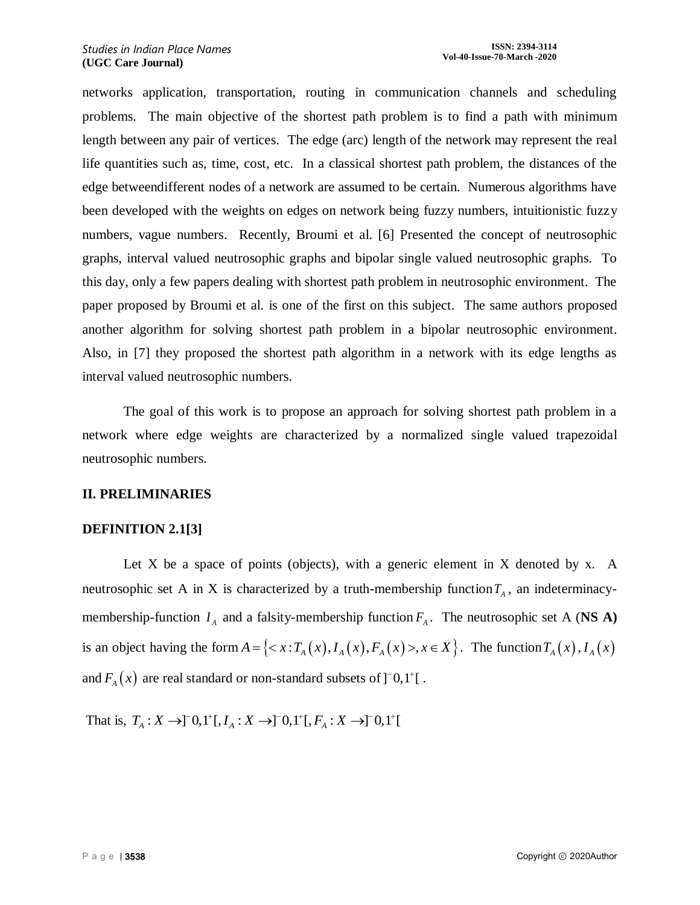networks application, transportation, routing in communication channels and scheduling problems. The main objective of the shortest path problem is to find a path with minimum length between any pair of vertices. The edge (arc) length of the network may represent the real life quantities such as, time, cost, etc. In a classical shortest path problem, the distances of the edge betweendifferent nodes of a network are assumed to be certain. Numerous algorithms have been developed with the weights on edges on network being fuzzy numbers, intuitionistic fuzzy numbers, vague numbers. Recently, Broumi et al. [6] Presented the concept of neutrosophic graphs, interval valued neutrosophic graphs and bipolar single valued neutrosophic graphs. To this day, only a few papers dealing with shortest path problem in neutrosophic environment. The paper proposed by Broumi et al. is one of the first on this subject. The same authors proposed another algorithm for solving shortest path problem in a bipolar neutrosophic environment. Also, in [7] they proposed the shortest path algorithm in a network with its edge lengths as interval valued neutrosophic numbers.

The goal of this work is to propose an approach for solving shortest path problem in a network where edge weights are characterized by a normalized single valued trapezoidal neutrosophic numbers.

## II. PRELIMINARIES

### DEFINITION 2.1[3]

Let X be a space of points (objects), with a generic element in X denoted by x. A neutrosophic set A in X is characterized by a truth-membership function $T_A$, an indeterminacy-membership-function $I_A$ and a falsity-membership function $F_A$. The neutrosophic set A (**NS A)** is an object having the form $A = \{< x : T_A(x), I_A(x), F_A(x) >, x \in X\}$. The function $T_A(x)$, $I_A(x)$ and $F_A(x)$ are real standard or non-standard subsets of $]^{-}0,1^{+}[$ .

That is, $T_A : X \to ]^{-}0,1^{+}[, I_A : X \to ]^{-}0,1^{+}[, F_A : X \to ]^{-}0,1^{+}[$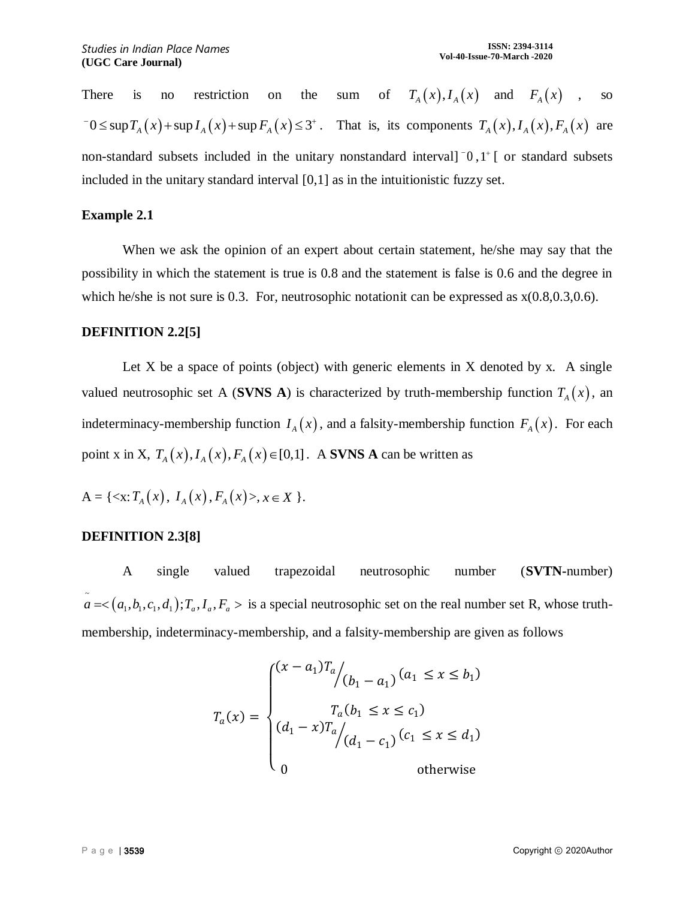There is no restriction on the sum of $T_A(x), I_A(x)$ and $F_A(x)$ , so $^{-}0 \le \sup T_A(x) + \sup I_A(x) + \sup F_A(x) \le 3^{+}$. That is, its components $T_A(x), I_A(x), F_A(x)$ are non-standard subsets included in the unitary nonstandard interval$]^{-}0, 1^{+}[$ or standard subsets included in the unitary standard interval [0,1] as in the intuitionistic fuzzy set.

**Example 2.1**

When we ask the opinion of an expert about certain statement, he/she may say that the possibility in which the statement is true is 0.8 and the statement is false is 0.6 and the degree in which he/she is not sure is 0.3. For, neutrosophic notationit can be expressed as x(0.8,0.3,0.6).

**DEFINITION 2.2[5]**

Let X be a space of points (object) with generic elements in X denoted by x. A single valued neutrosophic set A (**SVNS A**) is characterized by truth-membership function $T_A(x)$, an indeterminacy-membership function $I_A(x)$, and a falsity-membership function $F_A(x)$. For each point x in X, $T_A(x), I_A(x), F_A(x) \in [0,1]$. A **SVNS A** can be written as

A = {<x: $T_A(x)$, $I_A(x), F_A(x)$>, $x \in X$ }.

**DEFINITION 2.3[8]**

A single valued trapezoidal neutrosophic number (**SVTN**-number) $\tilde{a} = \langle (a_1, b_1, c_1, d_1); T_a, I_a, F_a \rangle$ is a special neutrosophic set on the real number set R, whose truth-membership, indeterminacy-membership, and a falsity-membership are given as follows

$$T_a(x) = \begin{cases} (x - a_1)T_a / (b_1 - a_1) & (a_1 \le x \le b_1) \\ T_a & (b_1 \le x \le c_1) \\ (d_1 - x)T_a / (d_1 - c_1) & (c_1 \le x \le d_1) \\ 0 & \text{otherwise} \end{cases}$$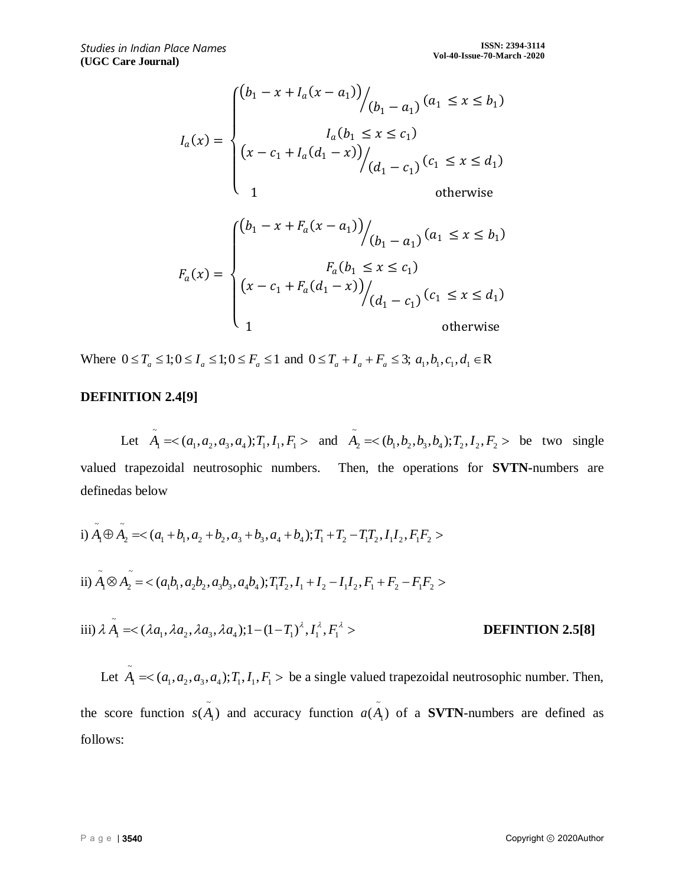$$I_a(x) = \begin{cases} \left(b_1 - x + I_a(x - a_1)\right) \Big/ (b_1 - a_1) & (a_1 \leq x \leq b_1) \\ I_a(b_1 \leq x \leq c_1) & \\ \left(x - c_1 + I_a(d_1 - x)\right) \Big/ (d_1 - c_1) & (c_1 \leq x \leq d_1) \\ 1 & \text{otherwise} \end{cases}$$

$$F_a(x) = \begin{cases} \left(b_1 - x + F_a(x - a_1)\right) \Big/ (b_1 - a_1) & (a_1 \leq x \leq b_1) \\ F_a(b_1 \leq x \leq c_1) & \\ \left(x - c_1 + F_a(d_1 - x)\right) \Big/ (d_1 - c_1) & (c_1 \leq x \leq d_1) \\ 1 & \text{otherwise} \end{cases}$$

Where $0 \leq T_a \leq 1; 0 \leq I_a \leq 1; 0 \leq F_a \leq 1$ and $0 \leq T_a + I_a + F_a \leq 3;\ a_1, b_1, c_1, d_1 \in \mathrm{R}$

**DEFINITION 2.4[9]**

Let $\tilde{A}_1 = <(a_1, a_2, a_3, a_4); T_1, I_1, F_1>$ and $\tilde{A}_2 = <(b_1, b_2, b_3, b_4); T_2, I_2, F_2>$ be two single valued trapezoidal neutrosophic numbers. Then, the operations for **SVTN**-numbers are definedas below

i) $\tilde{A}_1 \oplus \tilde{A}_2 = <(a_1 + b_1, a_2 + b_2, a_3 + b_3, a_4 + b_4); T_1 + T_2 - T_1T_2, I_1I_2, F_1F_2>$

ii) $\tilde{A}_1 \otimes \tilde{A}_2 = <(a_1b_1, a_2b_2, a_3b_3, a_4b_4); T_1T_2, I_1 + I_2 - I_1I_2, F_1 + F_2 - F_1F_2>$

iii) $\lambda \tilde{A}_1 = <(\lambda a_1, \lambda a_2, \lambda a_3, \lambda a_4); 1 - (1 - T_1)^{\lambda}, I_1^{\lambda}, F_1^{\lambda}>$

**DEFINTION 2.5[8]**

Let $\tilde{A}_1 = <(a_1, a_2, a_3, a_4); T_1, I_1, F_1>$ be a single valued trapezoidal neutrosophic number. Then, the score function $s(\tilde{A}_1)$ and accuracy function $a(\tilde{A}_1)$ of a **SVTN**-numbers are defined as follows: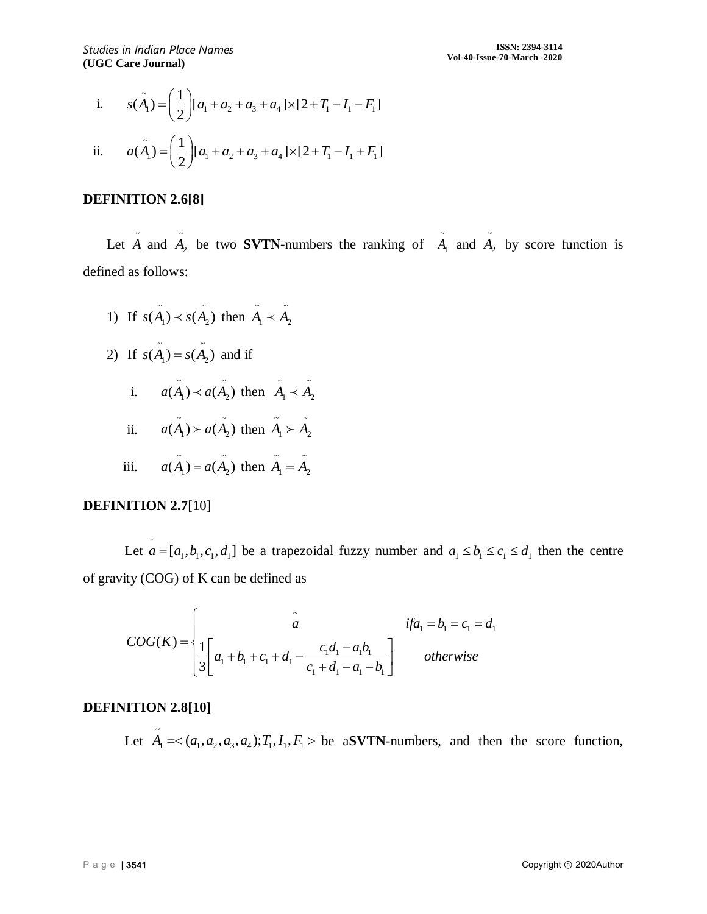i. $s(\tilde{A}_1) = \left(\frac{1}{2}\right)[a_1 + a_2 + a_3 + a_4] \times [2 + T_1 - I_1 - F_1]$

ii. $a(\tilde{A}_1) = \left(\frac{1}{2}\right)[a_1 + a_2 + a_3 + a_4] \times [2 + T_1 - I_1 + F_1]$

**DEFINITION 2.6[8]**

Let $\tilde{A}_1$ and $\tilde{A}_2$ be two **SVTN-**numbers the ranking of $\tilde{A}_1$ and $\tilde{A}_2$ by score function is defined as follows:

1) If $s(\tilde{A}_1) \prec s(\tilde{A}_2)$ then $\tilde{A}_1 \prec \tilde{A}_2$
2) If $s(\tilde{A}_1) = s(\tilde{A}_2)$ and if

   i. $a(\tilde{A}_1) \prec a(\tilde{A}_2)$ then $\tilde{A}_1 \prec \tilde{A}_2$

   ii. $a(\tilde{A}_1) \succ a(\tilde{A}_2)$ then $\tilde{A}_1 \succ \tilde{A}_2$

   iii. $a(\tilde{A}_1) = a(\tilde{A}_2)$ then $\tilde{A}_1 = \tilde{A}_2$

**DEFINITION 2.7**[10]

Let $\tilde{a} = [a_1, b_1, c_1, d_1]$ be a trapezoidal fuzzy number and $a_1 \le b_1 \le c_1 \le d_1$ then the centre of gravity (COG) of K can be defined as

$$COG(K) = \begin{cases} \tilde{a} & if a_1 = b_1 = c_1 = d_1 \\ \frac{1}{3}\left[a_1 + b_1 + c_1 + d_1 - \frac{c_1 d_1 - a_1 b_1}{c_1 + d_1 - a_1 - b_1}\right] & otherwise \end{cases}$$

**DEFINITION 2.8[10]**

Let $\tilde{A}_1 = <(a_1, a_2, a_3, a_4); T_1, I_1, F_1>$ be a**SVTN-**numbers, and then the score function,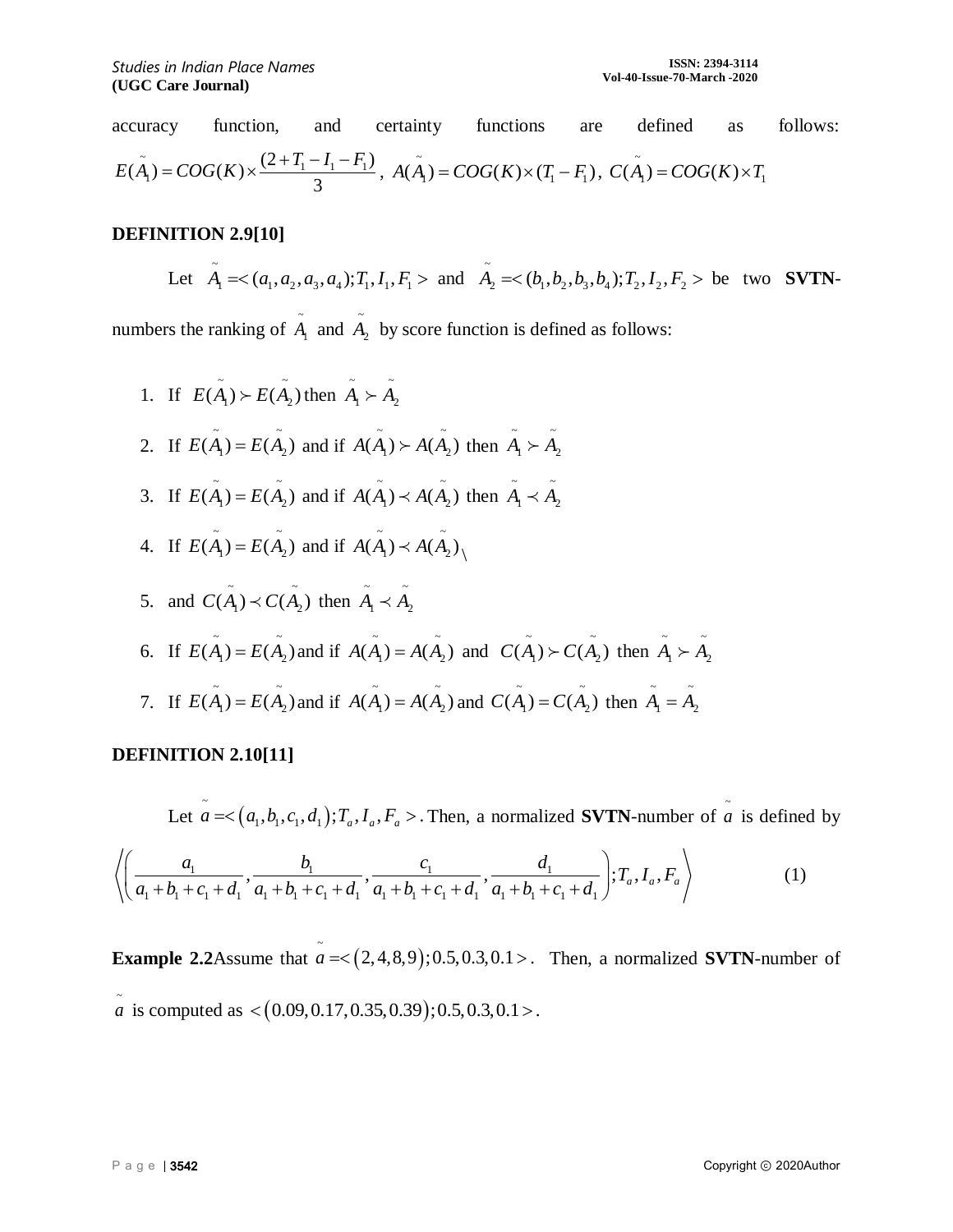accuracy function, and certainty functions are defined as follows: $E(\tilde{A}_1) = COG(K) \times \frac{(2+T_1-I_1-F_1)}{3}$, $A(\tilde{A}_1) = COG(K) \times (T_1 - F_1)$, $C(\tilde{A}_1) = COG(K) \times T_1$

**DEFINITION 2.9[10]**

Let $\tilde{A}_1 = <(a_1,a_2,a_3,a_4);T_1,I_1,F_1>$ and $\tilde{A}_2 = <(b_1,b_2,b_3,b_4);T_2,I_2,F_2>$ be two **SVTN**-numbers the ranking of $\tilde{A}_1$ and $\tilde{A}_2$ by score function is defined as follows:

1. If $E(\tilde{A}_1) \succ E(\tilde{A}_2)$ then $\tilde{A}_1 \succ \tilde{A}_2$
2. If $E(\tilde{A}_1) = E(\tilde{A}_2)$ and if $A(\tilde{A}_1) \succ A(\tilde{A}_2)$ then $\tilde{A}_1 \succ \tilde{A}_2$
3. If $E(\tilde{A}_1) = E(\tilde{A}_2)$ and if $A(\tilde{A}_1) \prec A(\tilde{A}_2)$ then $\tilde{A}_1 \prec \tilde{A}_2$
4. If $E(\tilde{A}_1) = E(\tilde{A}_2)$ and if $A(\tilde{A}_1) \prec A(\tilde{A}_2)$\
5. and $C(\tilde{A}_1) \prec C(\tilde{A}_2)$ then $\tilde{A}_1 \prec \tilde{A}_2$
6. If $E(\tilde{A}_1) = E(\tilde{A}_2)$ and if $A(\tilde{A}_1) = A(\tilde{A}_2)$ and $C(\tilde{A}_1) \succ C(\tilde{A}_2)$ then $\tilde{A}_1 \succ \tilde{A}_2$
7. If $E(\tilde{A}_1) = E(\tilde{A}_2)$ and if $A(\tilde{A}_1) = A(\tilde{A}_2)$ and $C(\tilde{A}_1) = C(\tilde{A}_2)$ then $\tilde{A}_1 = \tilde{A}_2$

**DEFINITION 2.10[11]**

Let $\tilde{a} = <(a_1,b_1,c_1,d_1);T_a,I_a,F_a>$. Then, a normalized **SVTN**-number of $\tilde{a}$ is defined by

$$\left\langle \left( \frac{a_1}{a_1+b_1+c_1+d_1}, \frac{b_1}{a_1+b_1+c_1+d_1}, \frac{c_1}{a_1+b_1+c_1+d_1}, \frac{d_1}{a_1+b_1+c_1+d_1} \right); T_a, I_a, F_a \right\rangle \qquad (1)$$

**Example 2.2**Assume that $\tilde{a} = <(2,4,8,9);0.5,0.3,0.1>$. Then, a normalized **SVTN**-number of $\tilde{a}$ is computed as $<(0.09,0.17,0.35,0.39);0.5,0.3,0.1>$.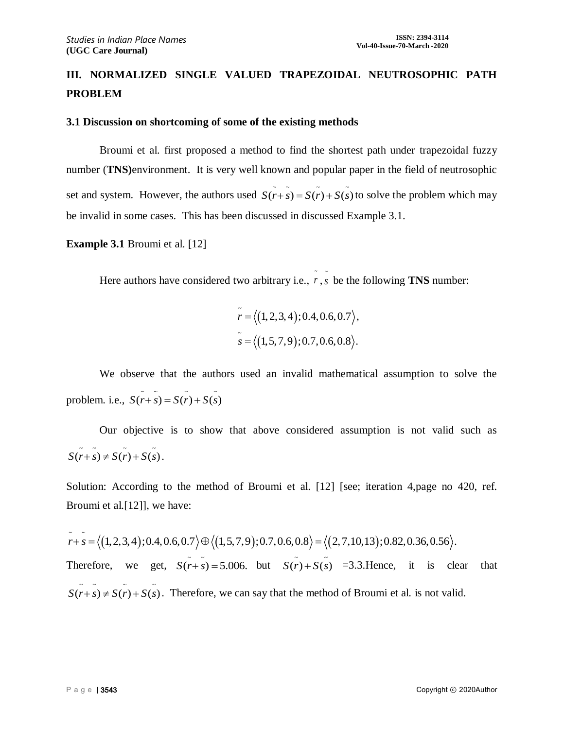## III. NORMALIZED SINGLE VALUED TRAPEZOIDAL NEUTROSOPHIC PATH PROBLEM

### 3.1 Discussion on shortcoming of some of the existing methods

Broumi et al. first proposed a method to find the shortest path under trapezoidal fuzzy number (**TNS)**environment. It is very well known and popular paper in the field of neutrosophic set and system. However, the authors used $S(\tilde{r}+\tilde{s}) = S(\tilde{r}) + S(\tilde{s})$ to solve the problem which may be invalid in some cases. This has been discussed in discussed Example 3.1.

**Example 3.1** Broumi et al. [12]

Here authors have considered two arbitrary i.e., $\tilde{r}, \tilde{s}$ be the following **TNS** number:

$$\tilde{r} = \langle (1,2,3,4); 0.4, 0.6, 0.7 \rangle,$$
$$\tilde{s} = \langle (1,5,7,9); 0.7, 0.6, 0.8 \rangle.$$

We observe that the authors used an invalid mathematical assumption to solve the problem. i.e., $S(\tilde{r}+\tilde{s}) = S(\tilde{r}) + S(\tilde{s})$

Our objective is to show that above considered assumption is not valid such as $S(\tilde{r}+\tilde{s}) \neq S(\tilde{r}) + S(\tilde{s})$.

Solution: According to the method of Broumi et al. [12] [see; iteration 4,page no 420, ref. Broumi et al.[12]], we have:

$$\tilde{r}+\tilde{s} = \langle (1,2,3,4); 0.4, 0.6, 0.7 \rangle \oplus \langle (1,5,7,9); 0.7, 0.6, 0.8 \rangle = \langle (2,7,10,13); 0.82, 0.36, 0.56 \rangle.$$

Therefore, we get, $S(\tilde{r}+\tilde{s}) = 5.006.$ but $S(\tilde{r}) + S(\tilde{s})$ =3.3.Hence, it is clear that $S(\tilde{r}+\tilde{s}) \neq S(\tilde{r}) + S(\tilde{s})$. Therefore, we can say that the method of Broumi et al. is not valid.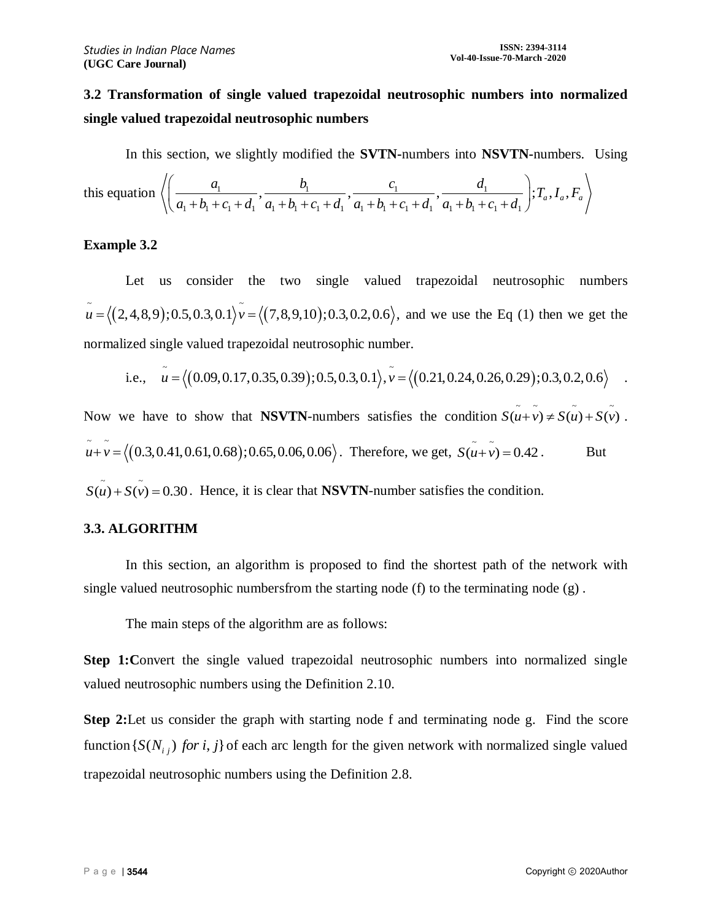### 3.2 Transformation of single valued trapezoidal neutrosophic numbers into normalized single valued trapezoidal neutrosophic numbers

In this section, we slightly modified the **SVTN-**numbers into **NSVTN**-numbers. Using this equation $\left\langle \left( \frac{a_1}{a_1+b_1+c_1+d_1}, \frac{b_1}{a_1+b_1+c_1+d_1}, \frac{c_1}{a_1+b_1+c_1+d_1}, \frac{d_1}{a_1+b_1+c_1+d_1} \right); T_a, I_a, F_a \right\rangle$

**Example 3.2**

Let us consider the two single valued trapezoidal neutrosophic numbers $\tilde{u} = \langle (2,4,8,9); 0.5, 0.3, 0.1 \rangle \tilde{v} = \langle (7,8,9,10); 0.3, 0.2, 0.6 \rangle$, and we use the Eq (1) then we get the normalized single valued trapezoidal neutrosophic number.

i.e., $\tilde{u} = \langle (0.09, 0.17, 0.35, 0.39); 0.5, 0.3, 0.1 \rangle, \tilde{v} = \langle (0.21, 0.24, 0.26, 0.29); 0.3, 0.2, 0.6 \rangle$ .

Now we have to show that **NSVTN**-numbers satisfies the condition $S(\tilde{u}+\tilde{v}) \neq S(\tilde{u}) + S(\tilde{v})$ . $\tilde{u}+\tilde{v} = \langle (0.3, 0.41, 0.61, 0.68); 0.65, 0.06, 0.06 \rangle$. Therefore, we get, $S(\tilde{u}+\tilde{v}) = 0.42$. But $S(\tilde{u}) + S(\tilde{v}) = 0.30$. Hence, it is clear that **NSVTN**-number satisfies the condition.

### 3.3. ALGORITHM

In this section, an algorithm is proposed to find the shortest path of the network with single valued neutrosophic numbersfrom the starting node (f) to the terminating node (g) .

The main steps of the algorithm are as follows:

**Step 1:**Convert the single valued trapezoidal neutrosophic numbers into normalized single valued neutrosophic numbers using the Definition 2.10.

**Step 2:**Let us consider the graph with starting node f and terminating node g. Find the score function $\{S(N_{ij}) \ for\ i, j\}$ of each arc length for the given network with normalized single valued trapezoidal neutrosophic numbers using the Definition 2.8.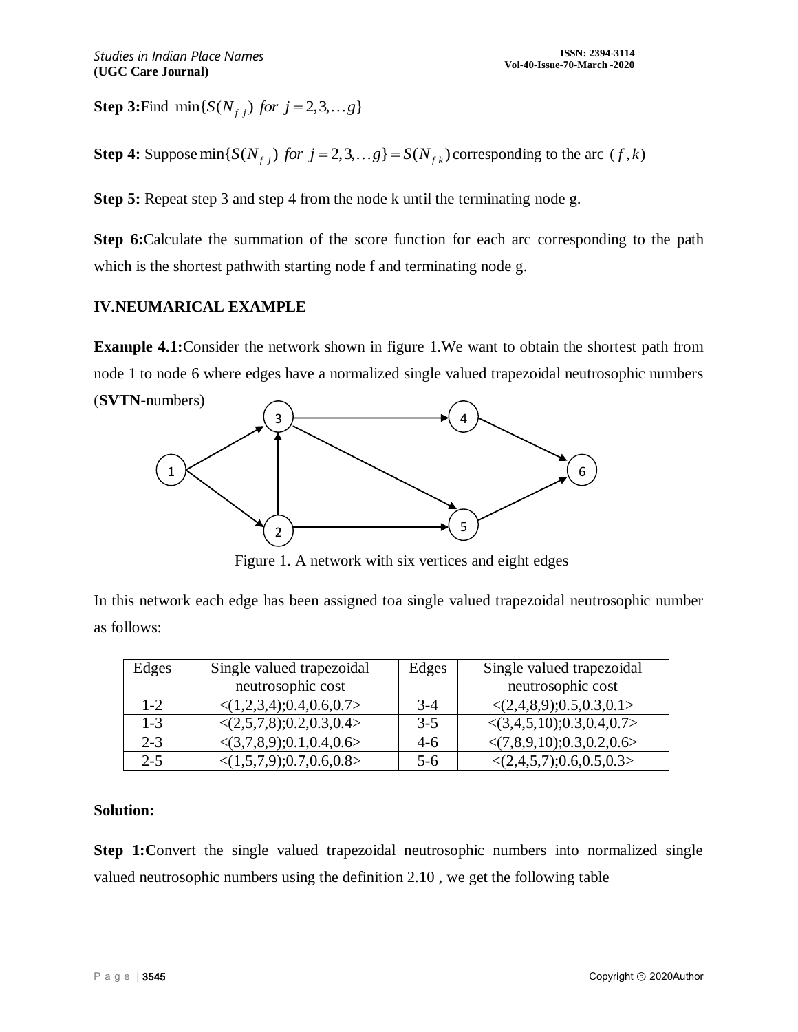**Step 3:** Find $\min\{S(N_{fj})\ for\ j = 2,3,\ldots g\}$

**Step 4:** Suppose $\min\{S(N_{fj})\ for\ j = 2,3,\ldots g\} = S(N_{fk})$ corresponding to the arc $(f,k)$

**Step 5:** Repeat step 3 and step 4 from the node k until the terminating node g.

**Step 6:** Calculate the summation of the score function for each arc corresponding to the path which is the shortest pathwith starting node f and terminating node g.

## IV.NEUMARICAL EXAMPLE

**Example 4.1:** Consider the network shown in figure 1.We want to obtain the shortest path from node 1 to node 6 where edges have a normalized single valued trapezoidal neutrosophic numbers (**SVTN**-numbers)

Figure 1. A network with six vertices and eight edges

In this network each edge has been assigned toa single valued trapezoidal neutrosophic number as follows:

| Edges | Single valued trapezoidal neutrosophic cost | Edges | Single valued trapezoidal neutrosophic cost |
|---|---|---|---|
| 1-2 | <(1,2,3,4);0.4,0.6,0.7> | 3-4 | <(2,4,8,9);0.5,0.3,0.1> |
| 1-3 | <(2,5,7,8);0.2,0.3,0.4> | 3-5 | <(3,4,5,10);0.3,0.4,0.7> |
| 2-3 | <(3,7,8,9);0.1,0.4,0.6> | 4-6 | <(7,8,9,10);0.3,0.2,0.6> |
| 2-5 | <(1,5,7,9);0.7,0.6,0.8> | 5-6 | <(2,4,5,7);0.6,0.5,0.3> |

**Solution:**

**Step 1:** Convert the single valued trapezoidal neutrosophic numbers into normalized single valued neutrosophic numbers using the definition 2.10 , we get the following table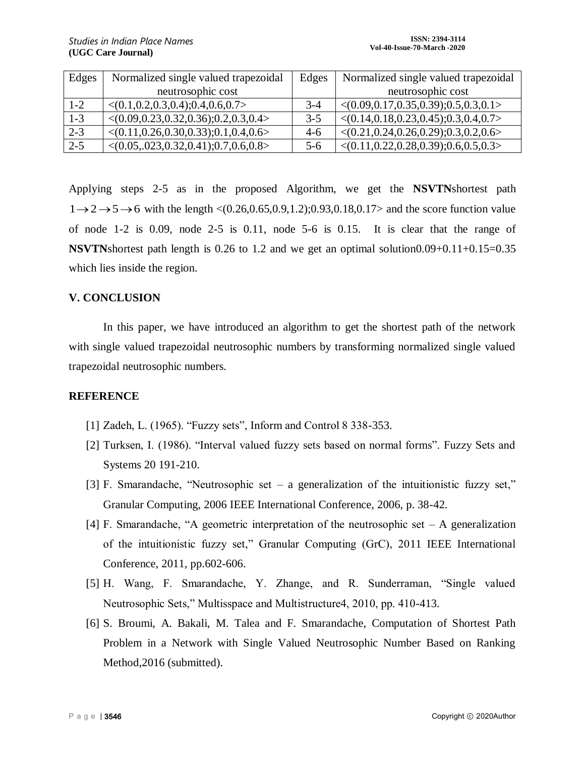| Edges | Normalized single valued trapezoidal neutrosophic cost | Edges | Normalized single valued trapezoidal neutrosophic cost |
|---|---|---|---|
| 1-2 | <(0.1,0.2,0.3,0.4);0.4,0.6,0.7> | 3-4 | <(0.09,0.17,0.35,0.39);0.5,0.3,0.1> |
| 1-3 | <(0.09,0.23,0.32,0.36);0.2,0.3,0.4> | 3-5 | <(0.14,0.18,0.23,0.45);0.3,0.4,0.7> |
| 2-3 | <(0.11,0.26,0.30,0.33);0.1,0.4,0.6> | 4-6 | <(0.21,0.24,0.26,0.29);0.3,0.2,0.6> |
| 2-5 | <(0.05,.023,0.32,0.41);0.7,0.6,0.8> | 5-6 | <(0.11,0.22,0.28,0.39);0.6,0.5,0.3> |

Applying steps 2-5 as in the proposed Algorithm, we get the **NSVTN**shortest path $1 \rightarrow 2 \rightarrow 5 \rightarrow 6$ with the length <(0.26,0.65,0.9,1.2);0.93,0.18,0.17> and the score function value of node 1-2 is 0.09, node 2-5 is 0.11, node 5-6 is 0.15. It is clear that the range of **NSVTN**shortest path length is 0.26 to 1.2 and we get an optimal solution0.09+0.11+0.15=0.35 which lies inside the region.

## V. CONCLUSION

In this paper, we have introduced an algorithm to get the shortest path of the network with single valued trapezoidal neutrosophic numbers by transforming normalized single valued trapezoidal neutrosophic numbers.

## REFERENCE

[1] Zadeh, L. (1965). "Fuzzy sets", Inform and Control 8 338-353.

[2] Turksen, I. (1986). "Interval valued fuzzy sets based on normal forms". Fuzzy Sets and Systems 20 191-210.

[3] F. Smarandache, "Neutrosophic set – a generalization of the intuitionistic fuzzy set," Granular Computing, 2006 IEEE International Conference, 2006, p. 38-42.

[4] F. Smarandache, "A geometric interpretation of the neutrosophic set – A generalization of the intuitionistic fuzzy set," Granular Computing (GrC), 2011 IEEE International Conference, 2011, pp.602-606.

[5] H. Wang, F. Smarandache, Y. Zhange, and R. Sunderraman, "Single valued Neutrosophic Sets," Multisspace and Multistructure4, 2010, pp. 410-413.

[6] S. Broumi, A. Bakali, M. Talea and F. Smarandache, Computation of Shortest Path Problem in a Network with Single Valued Neutrosophic Number Based on Ranking Method,2016 (submitted).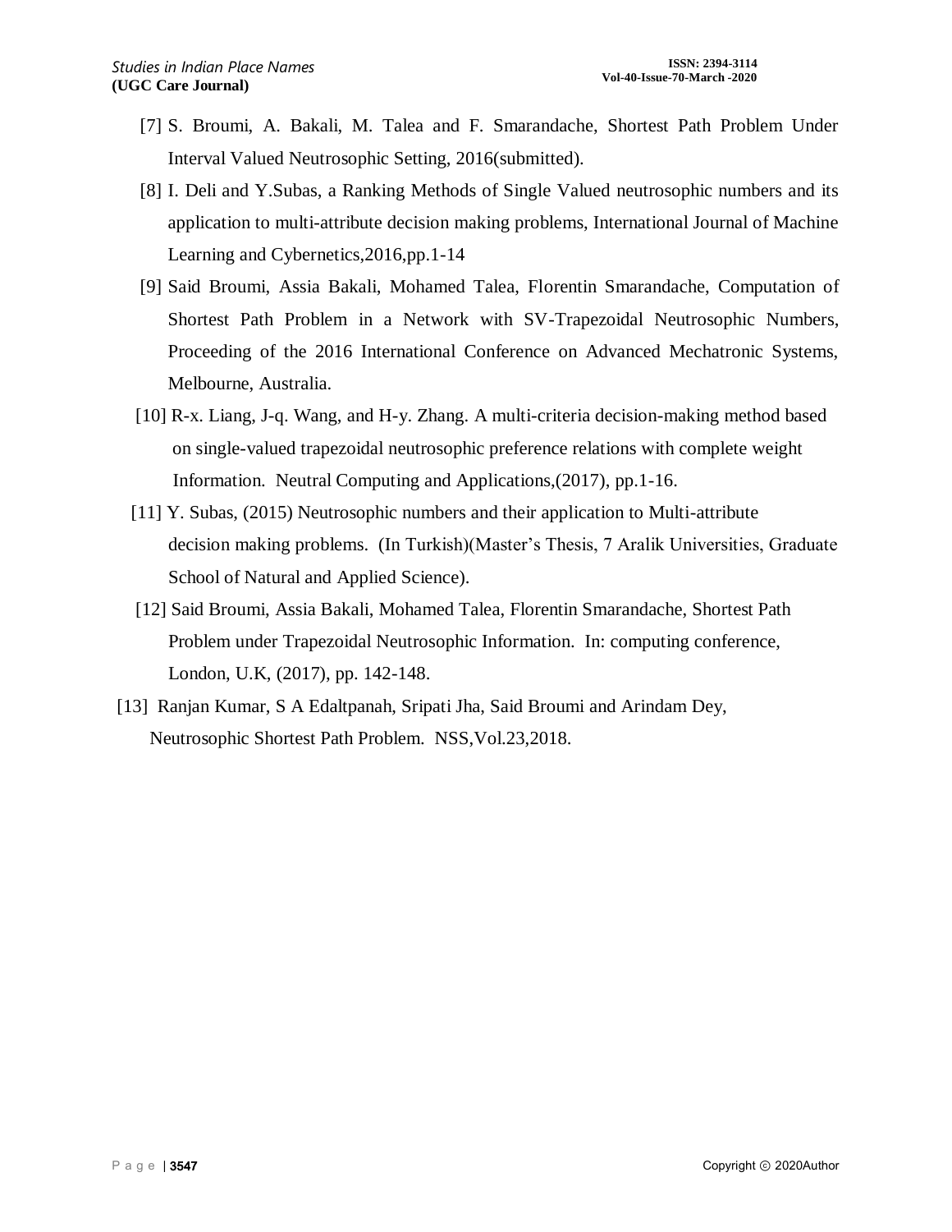[7] S. Broumi, A. Bakali, M. Talea and F. Smarandache, Shortest Path Problem Under Interval Valued Neutrosophic Setting, 2016(submitted).

[8] I. Deli and Y.Subas, a Ranking Methods of Single Valued neutrosophic numbers and its application to multi-attribute decision making problems, International Journal of Machine Learning and Cybernetics,2016,pp.1-14

[9] Said Broumi, Assia Bakali, Mohamed Talea, Florentin Smarandache, Computation of Shortest Path Problem in a Network with SV-Trapezoidal Neutrosophic Numbers, Proceeding of the 2016 International Conference on Advanced Mechatronic Systems, Melbourne, Australia.

[10] R-x. Liang, J-q. Wang, and H-y. Zhang. A multi-criteria decision-making method based on single-valued trapezoidal neutrosophic preference relations with complete weight Information. Neutral Computing and Applications,(2017), pp.1-16.

[11] Y. Subas, (2015) Neutrosophic numbers and their application to Multi-attribute decision making problems. (In Turkish)(Master's Thesis, 7 Aralik Universities, Graduate School of Natural and Applied Science).

[12] Said Broumi, Assia Bakali, Mohamed Talea, Florentin Smarandache, Shortest Path Problem under Trapezoidal Neutrosophic Information. In: computing conference, London, U.K, (2017), pp. 142-148.

[13] Ranjan Kumar, S A Edaltpanah, Sripati Jha, Said Broumi and Arindam Dey, Neutrosophic Shortest Path Problem. NSS,Vol.23,2018.